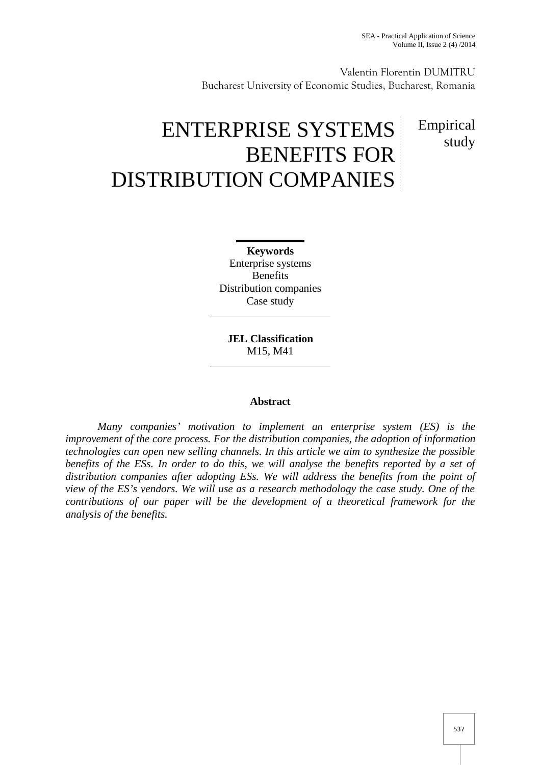Valentin Florentin DUMITRU
Bucharest University of Economic Studies, Bucharest, Romania

# ENTERPRISE SYSTEMS BENEFITS FOR DISTRIBUTION COMPANIES

Empirical study

**Keywords**
Enterprise systems
Benefits
Distribution companies
Case study

**JEL Classification**
M15, M41

## Abstract

*Many companies' motivation to implement an enterprise system (ES) is the improvement of the core process. For the distribution companies, the adoption of information technologies can open new selling channels. In this article we aim to synthesize the possible benefits of the ESs. In order to do this, we will analyse the benefits reported by a set of distribution companies after adopting ESs. We will address the benefits from the point of view of the ES's vendors. We will use as a research methodology the case study. One of the contributions of our paper will be the development of a theoretical framework for the analysis of the benefits.*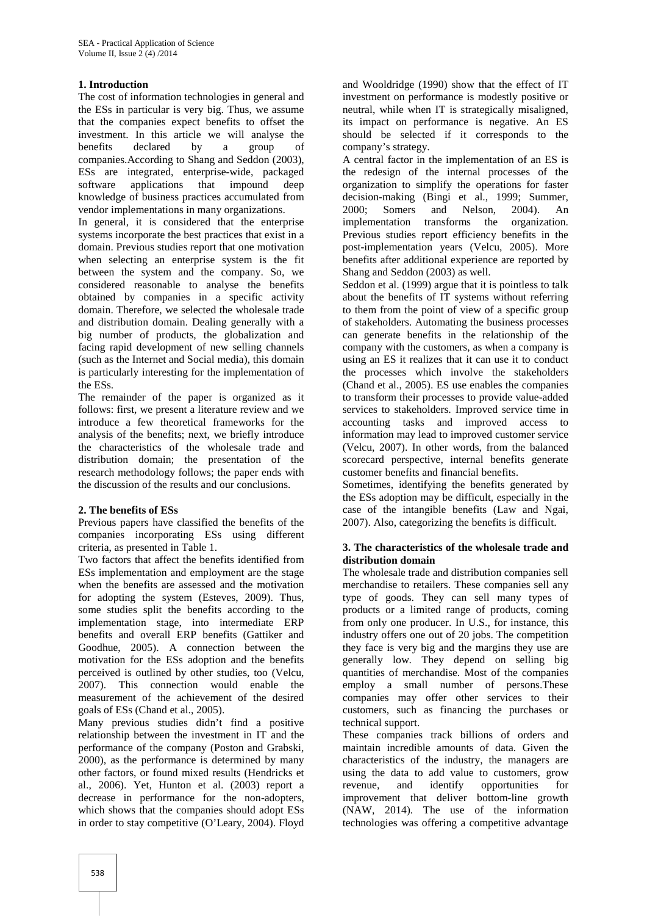## 1. Introduction

The cost of information technologies in general and the ESs in particular is very big. Thus, we assume that the companies expect benefits to offset the investment. In this article we will analyse the benefits declared by a group of companies.According to Shang and Seddon (2003), ESs are integrated, enterprise-wide, packaged software applications that impound deep knowledge of business practices accumulated from vendor implementations in many organizations.

In general, it is considered that the enterprise systems incorporate the best practices that exist in a domain. Previous studies report that one motivation when selecting an enterprise system is the fit between the system and the company. So, we considered reasonable to analyse the benefits obtained by companies in a specific activity domain. Therefore, we selected the wholesale trade and distribution domain. Dealing generally with a big number of products, the globalization and facing rapid development of new selling channels (such as the Internet and Social media), this domain is particularly interesting for the implementation of the ESs.

The remainder of the paper is organized as it follows: first, we present a literature review and we introduce a few theoretical frameworks for the analysis of the benefits; next, we briefly introduce the characteristics of the wholesale trade and distribution domain; the presentation of the research methodology follows; the paper ends with the discussion of the results and our conclusions.

## 2. The benefits of ESs

Previous papers have classified the benefits of the companies incorporating ESs using different criteria, as presented in Table 1.

Two factors that affect the benefits identified from ESs implementation and employment are the stage when the benefits are assessed and the motivation for adopting the system (Esteves, 2009). Thus, some studies split the benefits according to the implementation stage, into intermediate ERP benefits and overall ERP benefits (Gattiker and Goodhue, 2005). A connection between the motivation for the ESs adoption and the benefits perceived is outlined by other studies, too (Velcu, 2007). This connection would enable the measurement of the achievement of the desired goals of ESs (Chand et al., 2005).

Many previous studies didn't find a positive relationship between the investment in IT and the performance of the company (Poston and Grabski, 2000), as the performance is determined by many other factors, or found mixed results (Hendricks et al., 2006). Yet, Hunton et al. (2003) report a decrease in performance for the non-adopters, which shows that the companies should adopt ESs in order to stay competitive (O'Leary, 2004). Floyd and Wooldridge (1990) show that the effect of IT investment on performance is modestly positive or neutral, while when IT is strategically misaligned, its impact on performance is negative. An ES should be selected if it corresponds to the company's strategy.

A central factor in the implementation of an ES is the redesign of the internal processes of the organization to simplify the operations for faster decision-making (Bingi et al., 1999; Summer, 2000; Somers and Nelson, 2004). An implementation transforms the organization. Previous studies report efficiency benefits in the post-implementation years (Velcu, 2005). More benefits after additional experience are reported by Shang and Seddon (2003) as well.

Seddon et al. (1999) argue that it is pointless to talk about the benefits of IT systems without referring to them from the point of view of a specific group of stakeholders. Automating the business processes can generate benefits in the relationship of the company with the customers, as when a company is using an ES it realizes that it can use it to conduct the processes which involve the stakeholders (Chand et al., 2005). ES use enables the companies to transform their processes to provide value-added services to stakeholders. Improved service time in accounting tasks and improved access to information may lead to improved customer service (Velcu, 2007). In other words, from the balanced scorecard perspective, internal benefits generate customer benefits and financial benefits.

Sometimes, identifying the benefits generated by the ESs adoption may be difficult, especially in the case of the intangible benefits (Law and Ngai, 2007). Also, categorizing the benefits is difficult.

## 3. The characteristics of the wholesale trade and distribution domain

The wholesale trade and distribution companies sell merchandise to retailers. These companies sell any type of goods. They can sell many types of products or a limited range of products, coming from only one producer. In U.S., for instance, this industry offers one out of 20 jobs. The competition they face is very big and the margins they use are generally low. They depend on selling big quantities of merchandise. Most of the companies employ a small number of persons.These companies may offer other services to their customers, such as financing the purchases or technical support.

These companies track billions of orders and maintain incredible amounts of data. Given the characteristics of the industry, the managers are using the data to add value to customers, grow revenue, and identify opportunities for improvement that deliver bottom-line growth (NAW, 2014). The use of the information technologies was offering a competitive advantage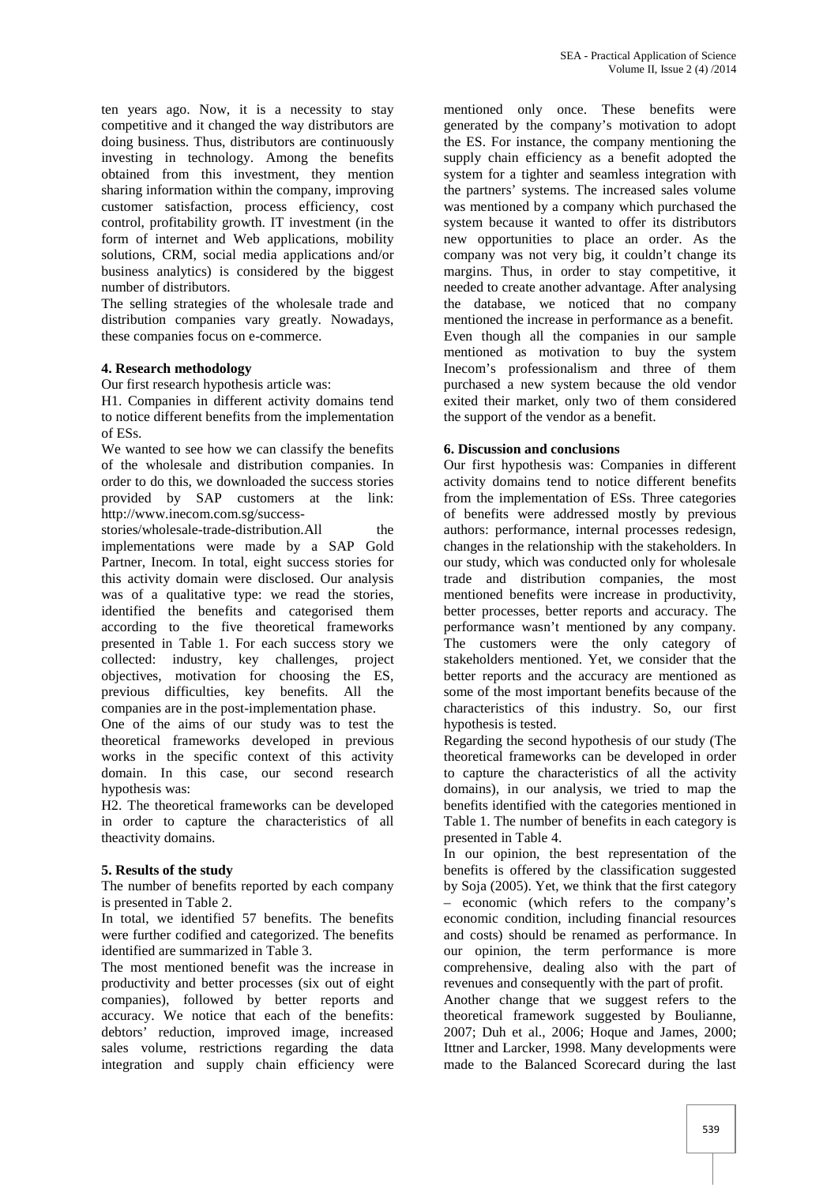ten years ago. Now, it is a necessity to stay competitive and it changed the way distributors are doing business. Thus, distributors are continuously investing in technology. Among the benefits obtained from this investment, they mention sharing information within the company, improving customer satisfaction, process efficiency, cost control, profitability growth. IT investment (in the form of internet and Web applications, mobility solutions, CRM, social media applications and/or business analytics) is considered by the biggest number of distributors.

The selling strategies of the wholesale trade and distribution companies vary greatly. Nowadays, these companies focus on e-commerce.

## 4. Research methodology

Our first research hypothesis article was:

H1. Companies in different activity domains tend to notice different benefits from the implementation of ESs.

We wanted to see how we can classify the benefits of the wholesale and distribution companies. In order to do this, we downloaded the success stories provided by SAP customers at the link: http://www.inecom.com.sg/success-stories/wholesale-trade-distribution.All the implementations were made by a SAP Gold Partner, Inecom. In total, eight success stories for this activity domain were disclosed. Our analysis was of a qualitative type: we read the stories, identified the benefits and categorised them according to the five theoretical frameworks presented in Table 1. For each success story we collected: industry, key challenges, project objectives, motivation for choosing the ES, previous difficulties, key benefits. All the companies are in the post-implementation phase.

One of the aims of our study was to test the theoretical frameworks developed in previous works in the specific context of this activity domain. In this case, our second research hypothesis was:

H2. The theoretical frameworks can be developed in order to capture the characteristics of all theactivity domains.

## 5. Results of the study

The number of benefits reported by each company is presented in Table 2.

In total, we identified 57 benefits. The benefits were further codified and categorized. The benefits identified are summarized in Table 3.

The most mentioned benefit was the increase in productivity and better processes (six out of eight companies), followed by better reports and accuracy. We notice that each of the benefits: debtors' reduction, improved image, increased sales volume, restrictions regarding the data integration and supply chain efficiency were mentioned only once. These benefits were generated by the company's motivation to adopt the ES. For instance, the company mentioning the supply chain efficiency as a benefit adopted the system for a tighter and seamless integration with the partners' systems. The increased sales volume was mentioned by a company which purchased the system because it wanted to offer its distributors new opportunities to place an order. As the company was not very big, it couldn't change its margins. Thus, in order to stay competitive, it needed to create another advantage. After analysing the database, we noticed that no company mentioned the increase in performance as a benefit. Even though all the companies in our sample mentioned as motivation to buy the system Inecom's professionalism and three of them purchased a new system because the old vendor exited their market, only two of them considered the support of the vendor as a benefit.

## 6. Discussion and conclusions

Our first hypothesis was: Companies in different activity domains tend to notice different benefits from the implementation of ESs. Three categories of benefits were addressed mostly by previous authors: performance, internal processes redesign, changes in the relationship with the stakeholders. In our study, which was conducted only for wholesale trade and distribution companies, the most mentioned benefits were increase in productivity, better processes, better reports and accuracy. The performance wasn't mentioned by any company. The customers were the only category of stakeholders mentioned. Yet, we consider that the better reports and the accuracy are mentioned as some of the most important benefits because of the characteristics of this industry. So, our first hypothesis is tested.

Regarding the second hypothesis of our study (The theoretical frameworks can be developed in order to capture the characteristics of all the activity domains), in our analysis, we tried to map the benefits identified with the categories mentioned in Table 1. The number of benefits in each category is presented in Table 4.

In our opinion, the best representation of the benefits is offered by the classification suggested by Soja (2005). Yet, we think that the first category – economic (which refers to the company's economic condition, including financial resources and costs) should be renamed as performance. In our opinion, the term performance is more comprehensive, dealing also with the part of revenues and consequently with the part of profit.

Another change that we suggest refers to the theoretical framework suggested by Boulianne, 2007; Duh et al., 2006; Hoque and James, 2000; Ittner and Larcker, 1998. Many developments were made to the Balanced Scorecard during the last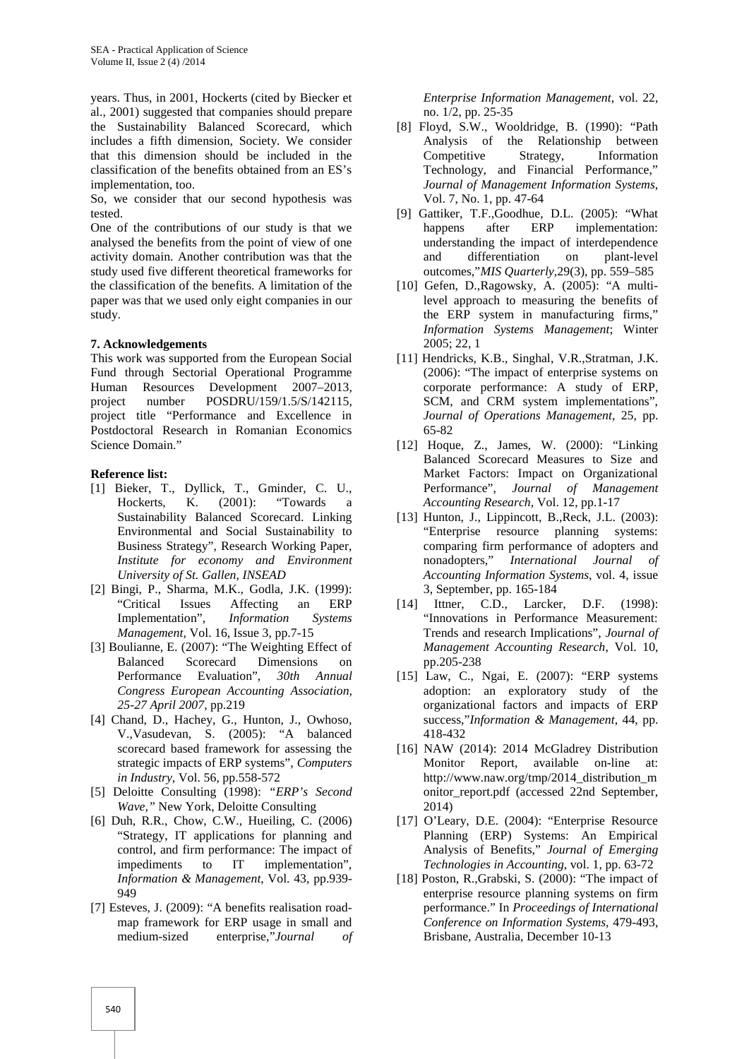years. Thus, in 2001, Hockerts (cited by Biecker et al., 2001) suggested that companies should prepare the Sustainability Balanced Scorecard, which includes a fifth dimension, Society. We consider that this dimension should be included in the classification of the benefits obtained from an ES's implementation, too.

So, we consider that our second hypothesis was tested.

One of the contributions of our study is that we analysed the benefits from the point of view of one activity domain. Another contribution was that the study used five different theoretical frameworks for the classification of the benefits. A limitation of the paper was that we used only eight companies in our study.

## 7. Acknowledgements

This work was supported from the European Social Fund through Sectorial Operational Programme Human Resources Development 2007–2013, project number POSDRU/159/1.5/S/142115, project title "Performance and Excellence in Postdoctoral Research in Romanian Economics Science Domain."

## Reference list:

[1] Bieker, T., Dyllick, T., Gminder, C. U., Hockerts, K. (2001): "Towards a Sustainability Balanced Scorecard. Linking Environmental and Social Sustainability to Business Strategy", Research Working Paper, *Institute for economy and Environment University of St. Gallen, INSEAD*

[2] Bingi, P., Sharma, M.K., Godla, J.K. (1999): "Critical Issues Affecting an ERP Implementation", *Information Systems Management*, Vol. 16, Issue 3, pp.7-15

[3] Boulianne, E. (2007): "The Weighting Effect of Balanced Scorecard Dimensions on Performance Evaluation", *30th Annual Congress European Accounting Association, 25-27 April 2007*, pp.219

[4] Chand, D., Hachey, G., Hunton, J., Owhoso, V.,Vasudevan, S. (2005): "A balanced scorecard based framework for assessing the strategic impacts of ERP systems", *Computers in Industry*, Vol. 56, pp.558-572

[5] Deloitte Consulting (1998): *"ERP's Second Wave,"* New York, Deloitte Consulting

[6] Duh, R.R., Chow, C.W., Hueiling, C. (2006) "Strategy, IT applications for planning and control, and firm performance: The impact of impediments to IT implementation", *Information & Management*, Vol. 43, pp.939-949

[7] Esteves, J. (2009): "A benefits realisation road-map framework for ERP usage in small and medium-sized enterprise,"*Journal of Enterprise Information Management*, vol. 22, no. 1/2, pp. 25-35

[8] Floyd, S.W., Wooldridge, B. (1990): "Path Analysis of the Relationship between Competitive Strategy, Information Technology, and Financial Performance," *Journal of Management Information Systems*, Vol. 7, No. 1, pp. 47-64

[9] Gattiker, T.F.,Goodhue, D.L. (2005): "What happens after ERP implementation: understanding the impact of interdependence and differentiation on plant-level outcomes,"*MIS Quarterly*,29(3), pp. 559–585

[10] Gefen, D.,Ragowsky, A. (2005): "A multi-level approach to measuring the benefits of the ERP system in manufacturing firms," *Information Systems Management*; Winter 2005; 22, 1

[11] Hendricks, K.B., Singhal, V.R.,Stratman, J.K. (2006): "The impact of enterprise systems on corporate performance: A study of ERP, SCM, and CRM system implementations", *Journal of Operations Management*, 25, pp. 65-82

[12] Hoque, Z., James, W. (2000): "Linking Balanced Scorecard Measures to Size and Market Factors: Impact on Organizational Performance", *Journal of Management Accounting Research*, Vol. 12, pp.1-17

[13] Hunton, J., Lippincott, B.,Reck, J.L. (2003): "Enterprise resource planning systems: comparing firm performance of adopters and nonadopters," *International Journal of Accounting Information Systems*, vol. 4, issue 3, September, pp. 165-184

[14] Ittner, C.D., Larcker, D.F. (1998): "Innovations in Performance Measurement: Trends and research Implications", *Journal of Management Accounting Research*, Vol. 10, pp.205-238

[15] Law, C., Ngai, E. (2007): "ERP systems adoption: an exploratory study of the organizational factors and impacts of ERP success,"*Information & Management*, 44, pp. 418-432

[16] NAW (2014): 2014 McGladrey Distribution Monitor Report, available on-line at: http://www.naw.org/tmp/2014_distribution_monitor_report.pdf (accessed 22nd September, 2014)

[17] O'Leary, D.E. (2004): "Enterprise Resource Planning (ERP) Systems: An Empirical Analysis of Benefits," *Journal of Emerging Technologies in Accounting*, vol. 1, pp. 63-72

[18] Poston, R.,Grabski, S. (2000): "The impact of enterprise resource planning systems on firm performance." In *Proceedings of International Conference on Information Systems*, 479-493, Brisbane, Australia, December 10-13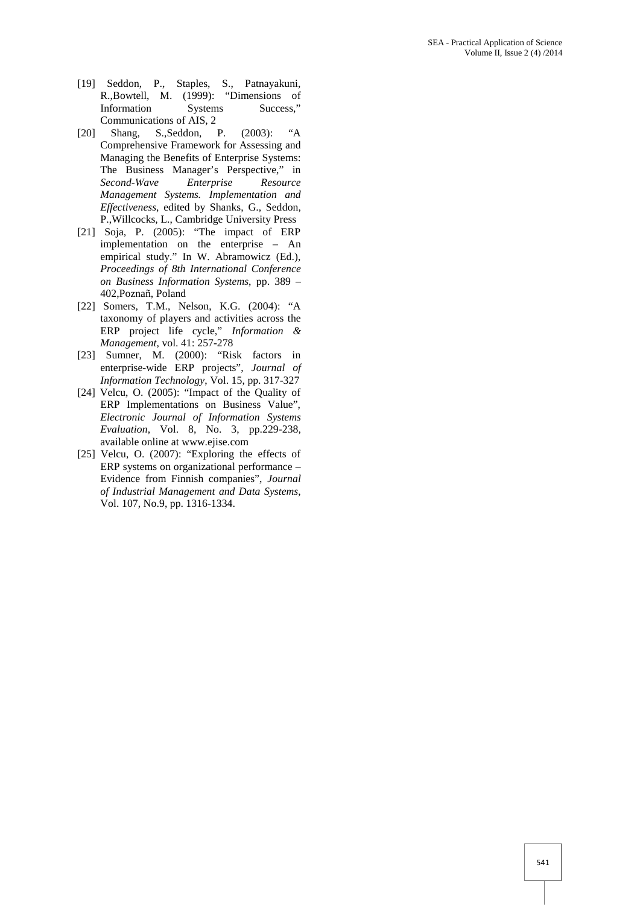[19] Seddon, P., Staples, S., Patnayakuni, R.,Bowtell, M. (1999): "Dimensions of Information Systems Success," Communications of AIS, 2

[20] Shang, S.,Seddon, P. (2003): "A Comprehensive Framework for Assessing and Managing the Benefits of Enterprise Systems: The Business Manager's Perspective," in *Second-Wave Enterprise Resource Management Systems. Implementation and Effectiveness*, edited by Shanks, G., Seddon, P.,Willcocks, L., Cambridge University Press

[21] Soja, P. (2005): "The impact of ERP implementation on the enterprise – An empirical study." In W. Abramowicz (Ed.), *Proceedings of 8th International Conference on Business Information Systems*, pp. 389 – 402,Poznañ, Poland

[22] Somers, T.M., Nelson, K.G. (2004): "A taxonomy of players and activities across the ERP project life cycle," *Information & Management*, vol. 41: 257-278

[23] Sumner, M. (2000): "Risk factors in enterprise-wide ERP projects", *Journal of Information Technology*, Vol. 15, pp. 317-327

[24] Velcu, O. (2005): "Impact of the Quality of ERP Implementations on Business Value", *Electronic Journal of Information Systems Evaluation*, Vol. 8, No. 3, pp.229-238, available online at www.ejise.com

[25] Velcu, O. (2007): "Exploring the effects of ERP systems on organizational performance – Evidence from Finnish companies", *Journal of Industrial Management and Data Systems*, Vol. 107, No.9, pp. 1316-1334.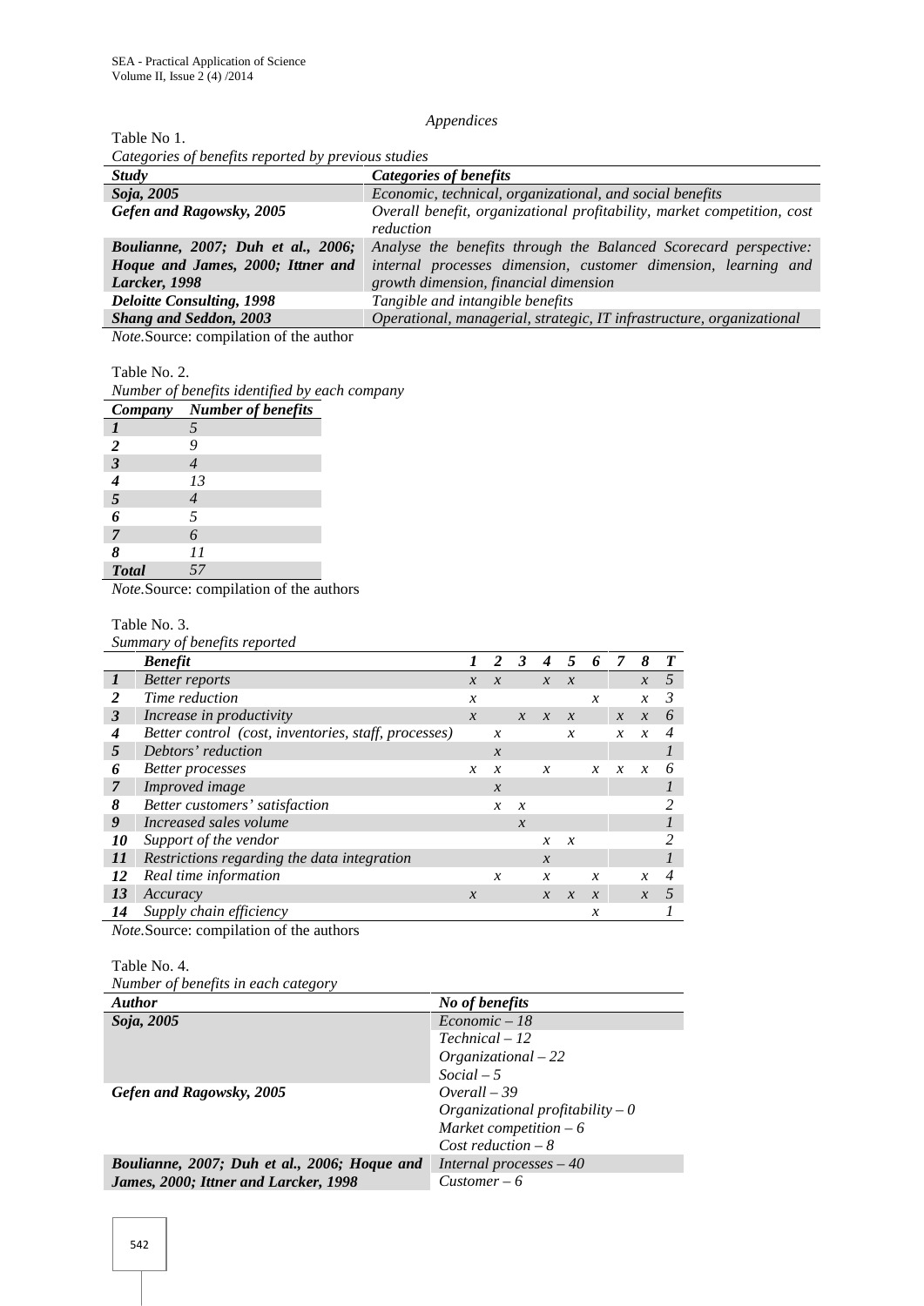*Appendices*

Table No 1.

*Categories of benefits reported by previous studies*

| *Study* | *Categories of benefits* |
|---|---|
| ***Soja, 2005*** | *Economic, technical, organizational, and social benefits* |
| ***Gefen and Ragowsky, 2005*** | *Overall benefit, organizational profitability, market competition, cost reduction* |
| ***Boulianne, 2007; Duh et al., 2006; Hoque and James, 2000; Ittner and Larcker, 1998*** | *Analyse the benefits through the Balanced Scorecard perspective: internal processes dimension, customer dimension, learning and growth dimension, financial dimension* |
| ***Deloitte Consulting, 1998*** | *Tangible and intangible benefits* |
| ***Shang and Seddon, 2003*** | *Operational, managerial, strategic, IT infrastructure, organizational* |

*Note.*Source: compilation of the author

Table No. 2.

*Number of benefits identified by each company*

| *Company* | *Number of benefits* |
|---|---|
| ***1*** | *5* |
| ***2*** | *9* |
| ***3*** | *4* |
| ***4*** | *13* |
| ***5*** | *4* |
| ***6*** | *5* |
| ***7*** | *6* |
| ***8*** | *11* |
| ***Total*** | *57* |

*Note.*Source: compilation of the authors

Table No. 3.

*Summary of benefits reported*

| | *Benefit* | *1* | *2* | *3* | *4* | *5* | *6* | *7* | *8* | *T* |
|---|---|---|---|---|---|---|---|---|---|---|
| ***1*** | *Better reports* | *x* | *x* | | *x* | *x* | | | *x* | *5* |
| ***2*** | *Time reduction* | *x* | | | | | *x* | | *x* | *3* |
| ***3*** | *Increase in productivity* | *x* | | *x* | *x* | *x* | | *x* | *x* | *6* |
| ***4*** | *Better control (cost, inventories, staff, processes)* | | *x* | | | *x* | | *x* | *x* | *4* |
| ***5*** | *Debtors' reduction* | | *x* | | | | | | | *1* |
| ***6*** | *Better processes* | *x* | *x* | | *x* | | *x* | *x* | *x* | *6* |
| ***7*** | *Improved image* | | *x* | | | | | | | *1* |
| ***8*** | *Better customers' satisfaction* | | *x* | *x* | | | | | | *2* |
| ***9*** | *Increased sales volume* | | | *x* | | | | | | *1* |
| ***10*** | *Support of the vendor* | | | | *x* | *x* | | | | *2* |
| ***11*** | *Restrictions regarding the data integration* | | | | *x* | | | | | *1* |
| ***12*** | *Real time information* | | *x* | | *x* | | *x* | | *x* | *4* |
| ***13*** | *Accuracy* | *x* | | | *x* | *x* | *x* | | *x* | *5* |
| ***14*** | *Supply chain efficiency* | | | | | | *x* | | | *1* |

*Note.*Source: compilation of the authors

Table No. 4.

*Number of benefits in each category*

| *Author* | *No of benefits* |
|---|---|
| ***Soja, 2005*** | *Economic – 18*<br>*Technical – 12*<br>*Organizational – 22*<br>*Social – 5* |
| ***Gefen and Ragowsky, 2005*** | *Overall – 39*<br>*Organizational profitability – 0*<br>*Market competition – 6*<br>*Cost reduction – 8* |
| ***Boulianne, 2007; Duh et al., 2006; Hoque and James, 2000; Ittner and Larcker, 1998*** | *Internal processes – 40*<br>*Customer – 6* |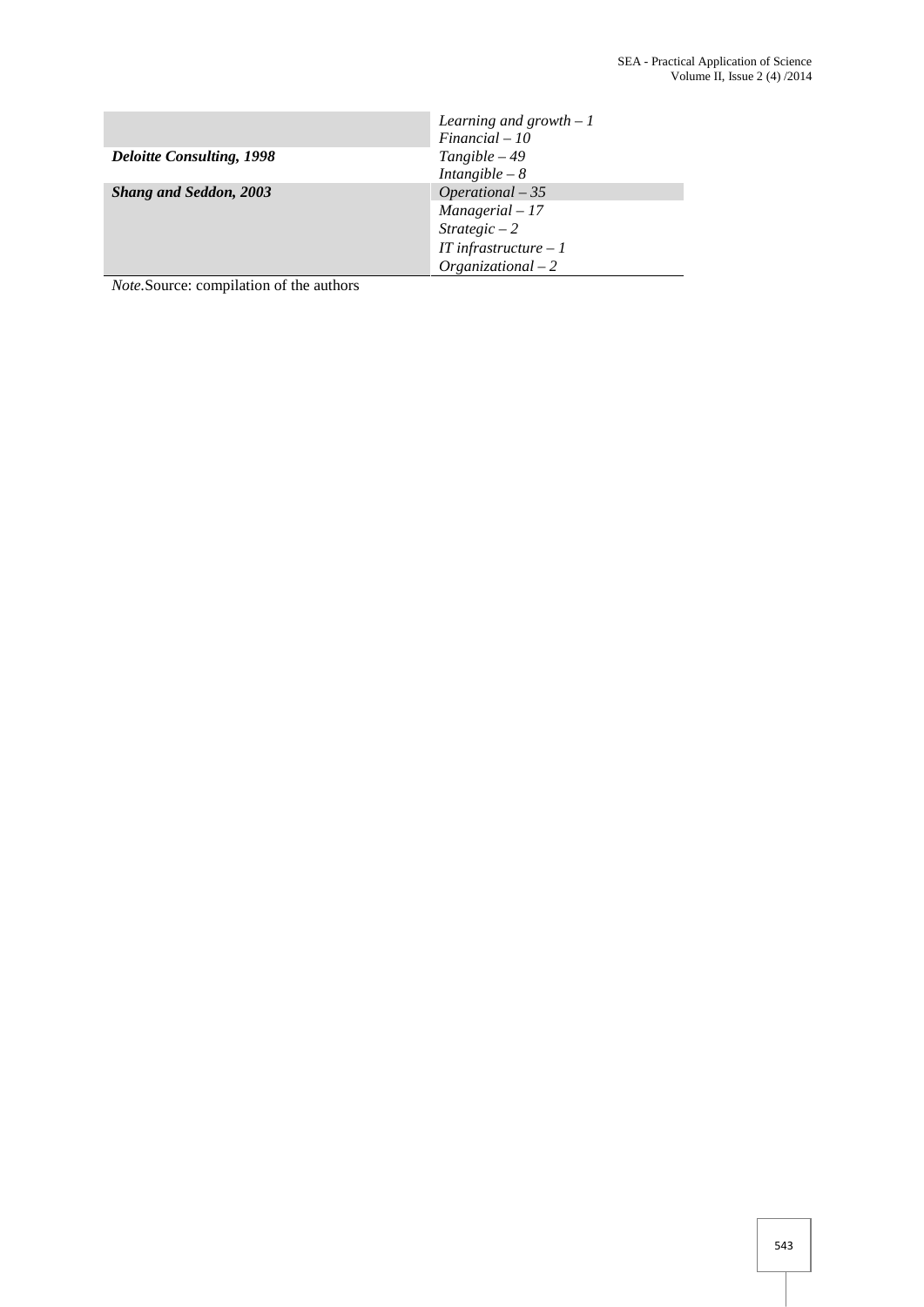| | |
|---|---|
| | *Learning and growth – 1* |
| | *Financial – 10* |
| ***Deloitte Consulting, 1998*** | *Tangible – 49* |
| | *Intangible – 8* |
| ***Shang and Seddon, 2003*** | *Operational – 35* |
| | *Managerial – 17* |
| | *Strategic – 2* |
| | *IT infrastructure – 1* |
| | *Organizational – 2* |

*Note.*Source: compilation of the authors